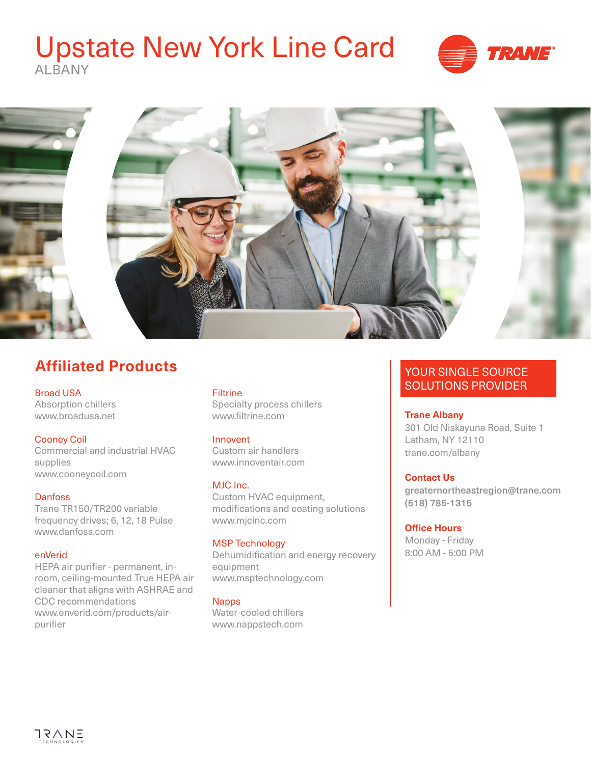# Upstate New York Line Card

ALBANY

## Affiliated Products

**Broad USA**
Absorption chillers
www.broadusa.net

**Cooney Coil**
Commercial and industrial HVAC supplies
www.cooneycoil.com

**Danfoss**
Trane TR150/TR200 variable frequency drives; 6, 12, 18 Pulse
www.danfoss.com

**enVerid**
HEPA air purifier - permanent, in-room, ceiling-mounted True HEPA air cleaner that aligns with ASHRAE and CDC recommendations
www.enverid.com/products/air-purifier

**Filtrine**
Specialty process chillers
www.filtrine.com

**Innovent**
Custom air handlers
www.innoventair.com

**MJC Inc.**
Custom HVAC equipment, modifications and coating solutions
www.mjcinc.com

**MSP Technology**
Dehumidification and energy recovery equipment
www.msptechnology.com

**Napps**
Water-cooled chillers
www.nappstech.com

## YOUR SINGLE SOURCE SOLUTIONS PROVIDER

**Trane Albany**
301 Old Niskayuna Road, Suite 1
Latham, NY 12110
trane.com/albany

**Contact Us**
greaternortheastregion@trane.com
(518) 785-1315

**Office Hours**
Monday - Friday
8:00 AM - 5:00 PM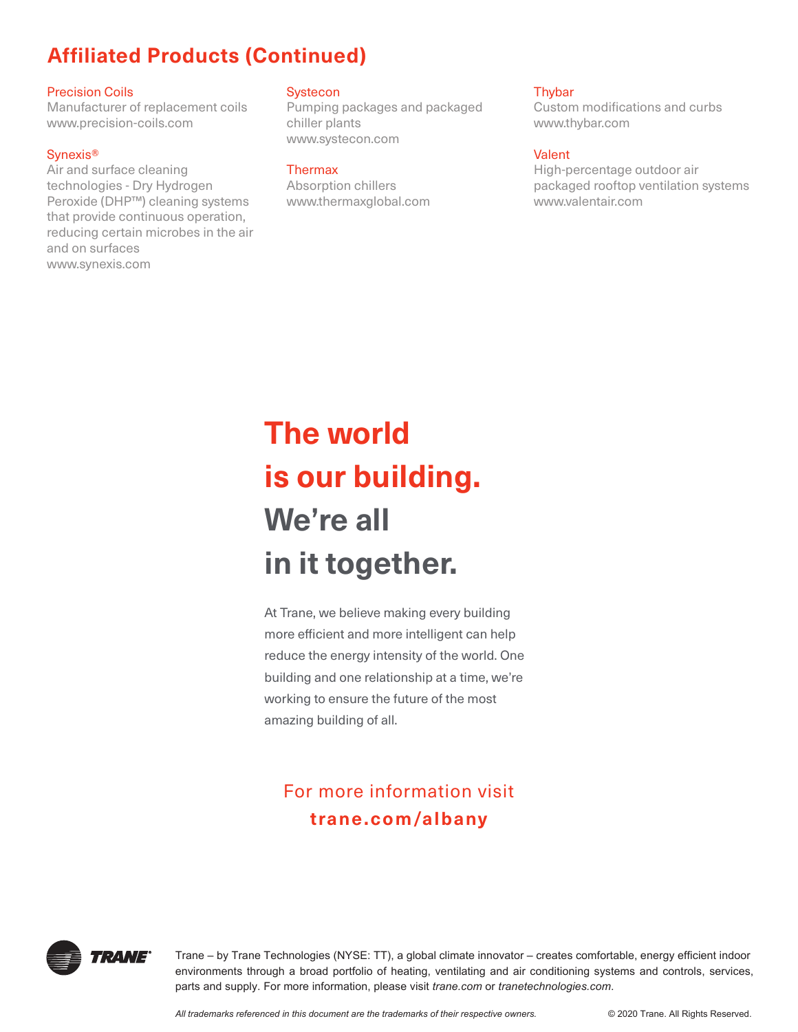## Affiliated Products (Continued)

**Precision Coils**
Manufacturer of replacement coils
www.precision-coils.com

**Synexis®**
Air and surface cleaning technologies - Dry Hydrogen Peroxide (DHP™) cleaning systems that provide continuous operation, reducing certain microbes in the air and on surfaces
www.synexis.com

**Systecon**
Pumping packages and packaged chiller plants
www.systecon.com

**Thermax**
Absorption chillers
www.thermaxglobal.com

**Thybar**
Custom modifications and curbs
www.thybar.com

**Valent**
High-percentage outdoor air packaged rooftop ventilation systems
www.valentair.com

# The world is our building. We're all in it together.

At Trane, we believe making every building more efficient and more intelligent can help reduce the energy intensity of the world. One building and one relationship at a time, we're working to ensure the future of the most amazing building of all.

For more information visit
**trane.com/albany**

TRANE

Trane – by Trane Technologies (NYSE: TT), a global climate innovator – creates comfortable, energy efficient indoor environments through a broad portfolio of heating, ventilating and air conditioning systems and controls, services, parts and supply. For more information, please visit *trane.com* or *tranetechnologies.com*.

*All trademarks referenced in this document are the trademarks of their respective owners.*

© 2020 Trane. All Rights Reserved.